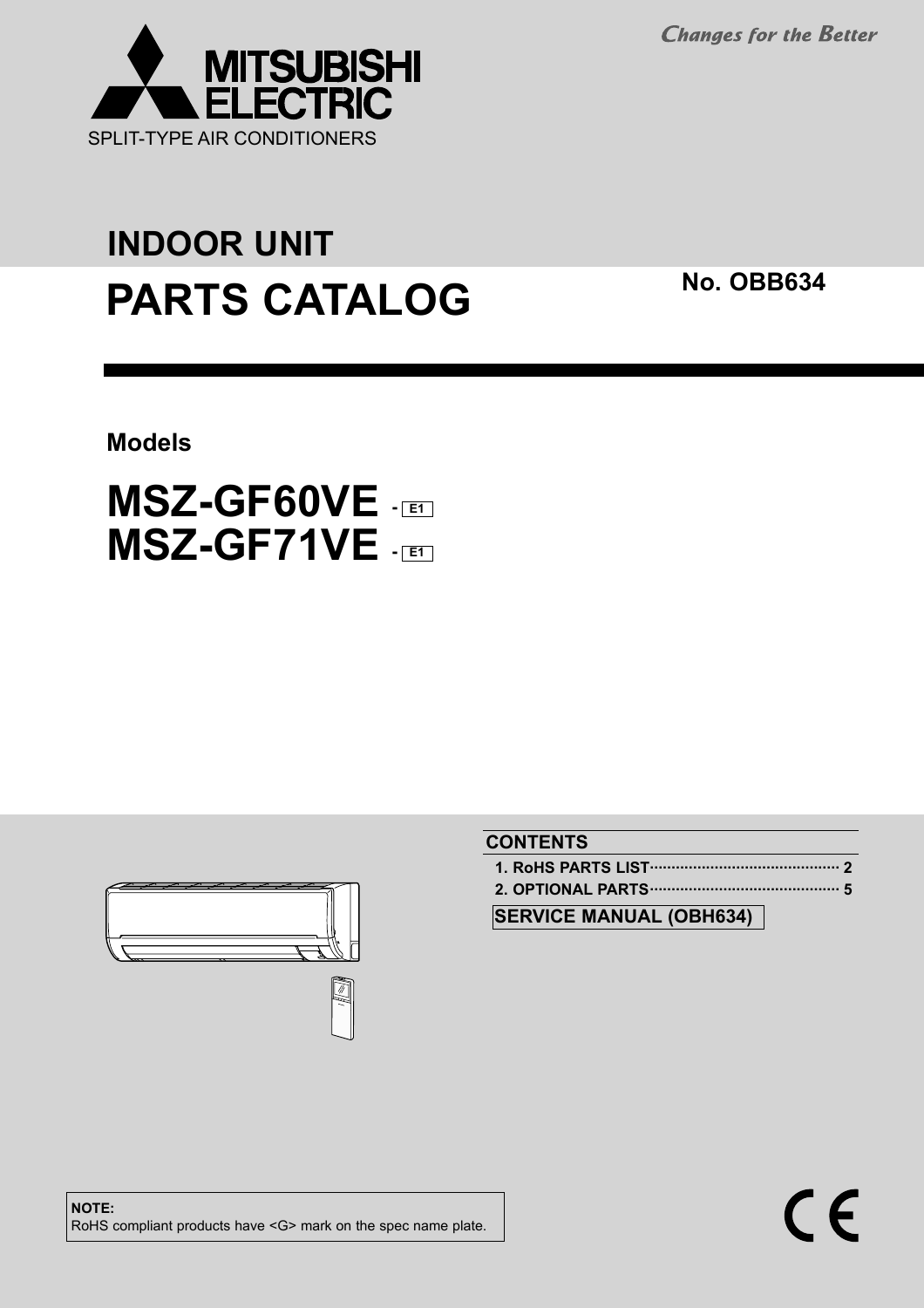MITSUBISHI ELECTRIC

SPLIT-TYPE AIR CONDITIONERS

*Changes for the Better*

## INDOOR UNIT

# PARTS CATALOG

**No. OBB634**

**Models**

## MSZ-GF60VE - E1
## MSZ-GF71VE - E1

**CONTENTS**

1. RoHS PARTS LIST ........................................... 2
2. OPTIONAL PARTS ........................................... 5

**SERVICE MANUAL (OBH634)**

**NOTE:**
RoHS compliant products have <G> mark on the spec name plate.

CE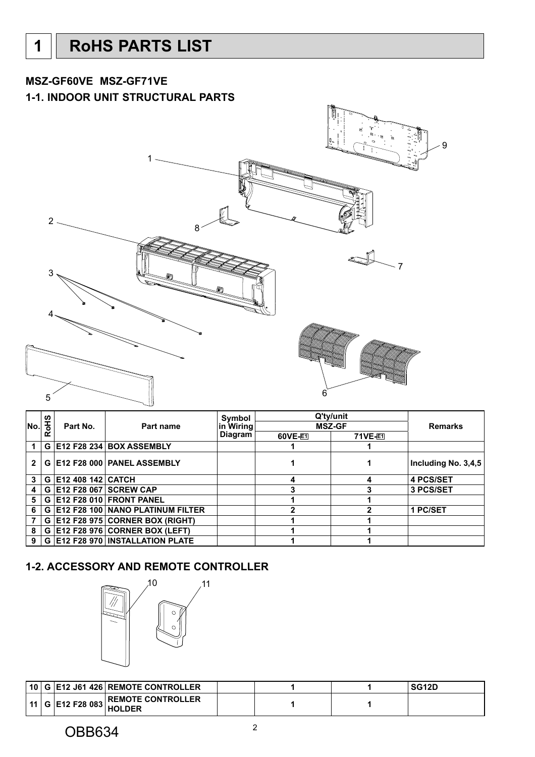# 1 RoHS PARTS LIST

**MSZ-GF60VE MSZ-GF71VE**

## 1-1. INDOOR UNIT STRUCTURAL PARTS

| No. | RoHS | Part No. | Part name | Symbol in Wiring Diagram | Q'ty/unit MSZ-GF 60VE-E1 | Q'ty/unit MSZ-GF 71VE-E1 | Remarks |
|---|---|---|---|---|---|---|---|
| 1 | G | E12 F28 234 | BOX ASSEMBLY | | 1 | 1 | |
| 2 | G | E12 F28 000 | PANEL ASSEMBLY | | 1 | 1 | Including No. 3,4,5 |
| 3 | G | E12 408 142 | CATCH | | 4 | 4 | 4 PCS/SET |
| 4 | G | E12 F28 067 | SCREW CAP | | 3 | 3 | 3 PCS/SET |
| 5 | G | E12 F28 010 | FRONT PANEL | | 1 | 1 | |
| 6 | G | E12 F28 100 | NANO PLATINUM FILTER | | 2 | 2 | 1 PC/SET |
| 7 | G | E12 F28 975 | CORNER BOX (RIGHT) | | 1 | 1 | |
| 8 | G | E12 F28 976 | CORNER BOX (LEFT) | | 1 | 1 | |
| 9 | G | E12 F28 970 | INSTALLATION PLATE | | 1 | 1 | |

## 1-2. ACCESSORY AND REMOTE CONTROLLER

| No. | RoHS | Part No. | Part name | Symbol in Wiring Diagram | Q'ty/unit MSZ-GF 60VE-E1 | Q'ty/unit MSZ-GF 71VE-E1 | Remarks |
|---|---|---|---|---|---|---|---|
| 10 | G | E12 J61 426 | REMOTE CONTROLLER | | 1 | 1 | SG12D |
| 11 | G | E12 F28 083 | REMOTE CONTROLLER HOLDER | | 1 | 1 | |

OBB634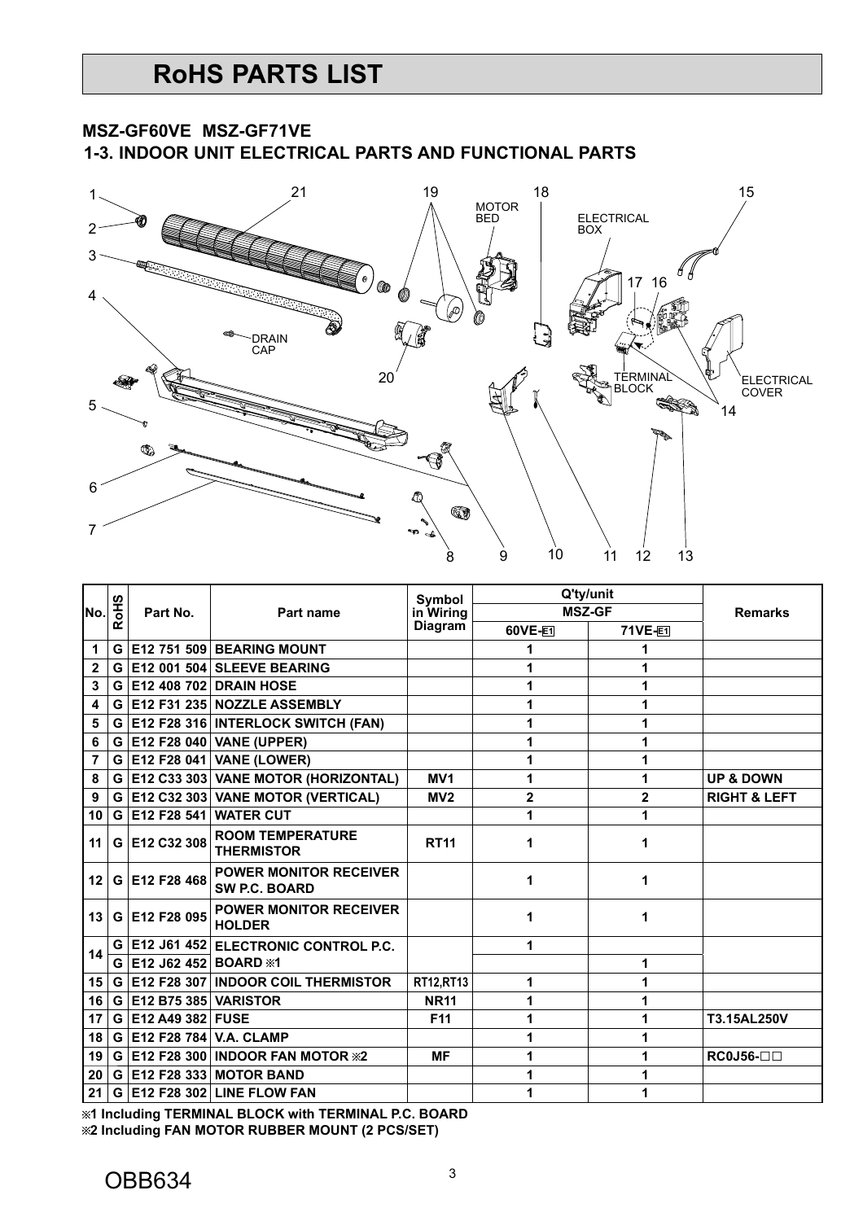# RoHS PARTS LIST

## MSZ-GF60VE MSZ-GF71VE

### 1-3. INDOOR UNIT ELECTRICAL PARTS AND FUNCTIONAL PARTS

| No. | RoHS | Part No. | Part name | Symbol in Wiring Diagram | Q'ty/unit MSZ-GF 60VE-E1 | Q'ty/unit MSZ-GF 71VE-E1 | Remarks |
|---|---|---|---|---|---|---|---|
| 1 | G | E12 751 509 | BEARING MOUNT | | 1 | 1 | |
| 2 | G | E12 001 504 | SLEEVE BEARING | | 1 | 1 | |
| 3 | G | E12 408 702 | DRAIN HOSE | | 1 | 1 | |
| 4 | G | E12 F31 235 | NOZZLE ASSEMBLY | | 1 | 1 | |
| 5 | G | E12 F28 316 | INTERLOCK SWITCH (FAN) | | 1 | 1 | |
| 6 | G | E12 F28 040 | VANE (UPPER) | | 1 | 1 | |
| 7 | G | E12 F28 041 | VANE (LOWER) | | 1 | 1 | |
| 8 | G | E12 C33 303 | VANE MOTOR (HORIZONTAL) | MV1 | 1 | 1 | UP & DOWN |
| 9 | G | E12 C32 303 | VANE MOTOR (VERTICAL) | MV2 | 2 | 2 | RIGHT & LEFT |
| 10 | G | E12 F28 541 | WATER CUT | | 1 | 1 | |
| 11 | G | E12 C32 308 | ROOM TEMPERATURE THERMISTOR | RT11 | 1 | 1 | |
| 12 | G | E12 F28 468 | POWER MONITOR RECEIVER SW P.C. BOARD | | 1 | 1 | |
| 13 | G | E12 F28 095 | POWER MONITOR RECEIVER HOLDER | | 1 | 1 | |
| 14 | G | E12 J61 452 | ELECTRONIC CONTROL P.C. BOARD ※1 | | 1 | | |
| | G | E12 J62 452 | | | | 1 | |
| 15 | G | E12 F28 307 | INDOOR COIL THERMISTOR | RT12,RT13 | 1 | 1 | |
| 16 | G | E12 B75 385 | VARISTOR | NR11 | 1 | 1 | |
| 17 | G | E12 A49 382 | FUSE | F11 | 1 | 1 | T3.15AL250V |
| 18 | G | E12 F28 784 | V.A. CLAMP | | 1 | 1 | |
| 19 | G | E12 F28 300 | INDOOR FAN MOTOR ※2 | MF | 1 | 1 | RC0J56-□□ |
| 20 | G | E12 F28 333 | MOTOR BAND | | 1 | 1 | |
| 21 | G | E12 F28 302 | LINE FLOW FAN | | 1 | 1 | |

※1 Including TERMINAL BLOCK with TERMINAL P.C. BOARD
※2 Including FAN MOTOR RUBBER MOUNT (2 PCS/SET)

OBB634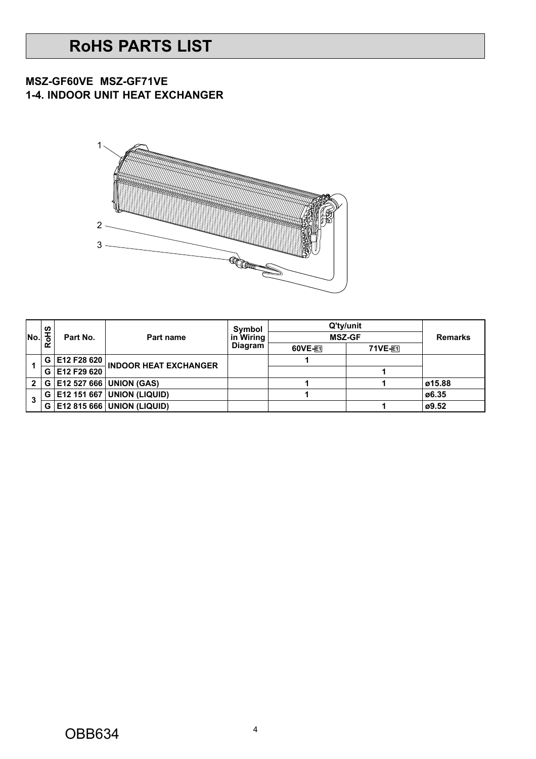# RoHS PARTS LIST

## MSZ-GF60VE MSZ-GF71VE
## 1-4. INDOOR UNIT HEAT EXCHANGER

| No. | RoHS | Part No. | Part name | Symbol in Wiring Diagram | Q'ty/unit MSZ-GF 60VE-E1 | Q'ty/unit MSZ-GF 71VE-E1 | Remarks |
|---|---|---|---|---|---|---|---|
| 1 | G | E12 F28 620 | INDOOR HEAT EXCHANGER | | 1 | | |
| | G | E12 F29 620 | | | | 1 | |
| 2 | G | E12 527 666 | UNION (GAS) | | 1 | 1 | ø15.88 |
| 3 | G | E12 151 667 | UNION (LIQUID) | | 1 | | ø6.35 |
| | G | E12 815 666 | UNION (LIQUID) | | | 1 | ø9.52 |

OBB634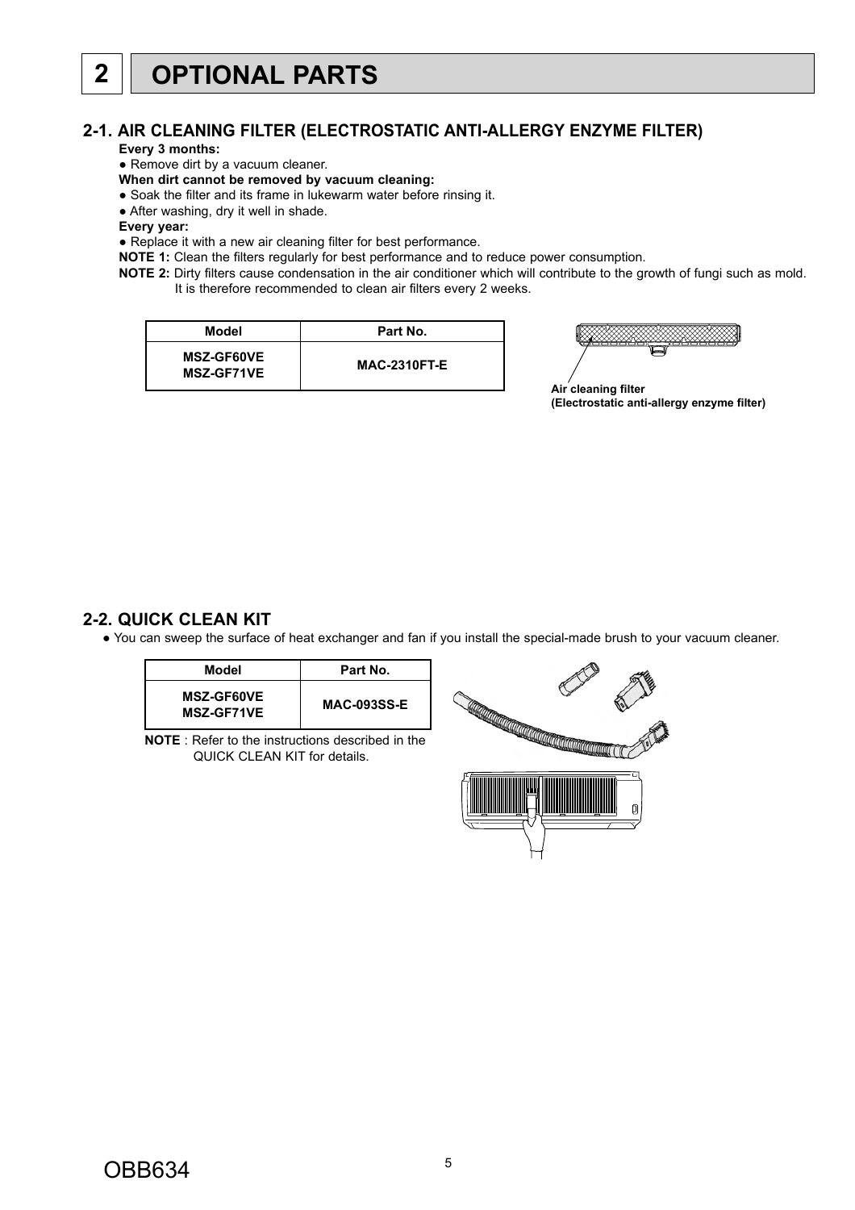# 2 OPTIONAL PARTS

## 2-1. AIR CLEANING FILTER (ELECTROSTATIC ANTI-ALLERGY ENZYME FILTER)

**Every 3 months:**

- Remove dirt by a vacuum cleaner.

**When dirt cannot be removed by vacuum cleaning:**

- Soak the filter and its frame in lukewarm water before rinsing it.
- After washing, dry it well in shade.

**Every year:**

- Replace it with a new air cleaning filter for best performance.

**NOTE 1:** Clean the filters regularly for best performance and to reduce power consumption.

**NOTE 2:** Dirty filters cause condensation in the air conditioner which will contribute to the growth of fungi such as mold. It is therefore recommended to clean air filters every 2 weeks.

| Model | Part No. |
|---|---|
| MSZ-GF60VE<br>MSZ-GF71VE | MAC-2310FT-E |

**Air cleaning filter**
**(Electrostatic anti-allergy enzyme filter)**

## 2-2. QUICK CLEAN KIT

- You can sweep the surface of heat exchanger and fan if you install the special-made brush to your vacuum cleaner.

| Model | Part No. |
|---|---|
| MSZ-GF60VE<br>MSZ-GF71VE | MAC-093SS-E |

**NOTE** : Refer to the instructions described in the QUICK CLEAN KIT for details.

OBB634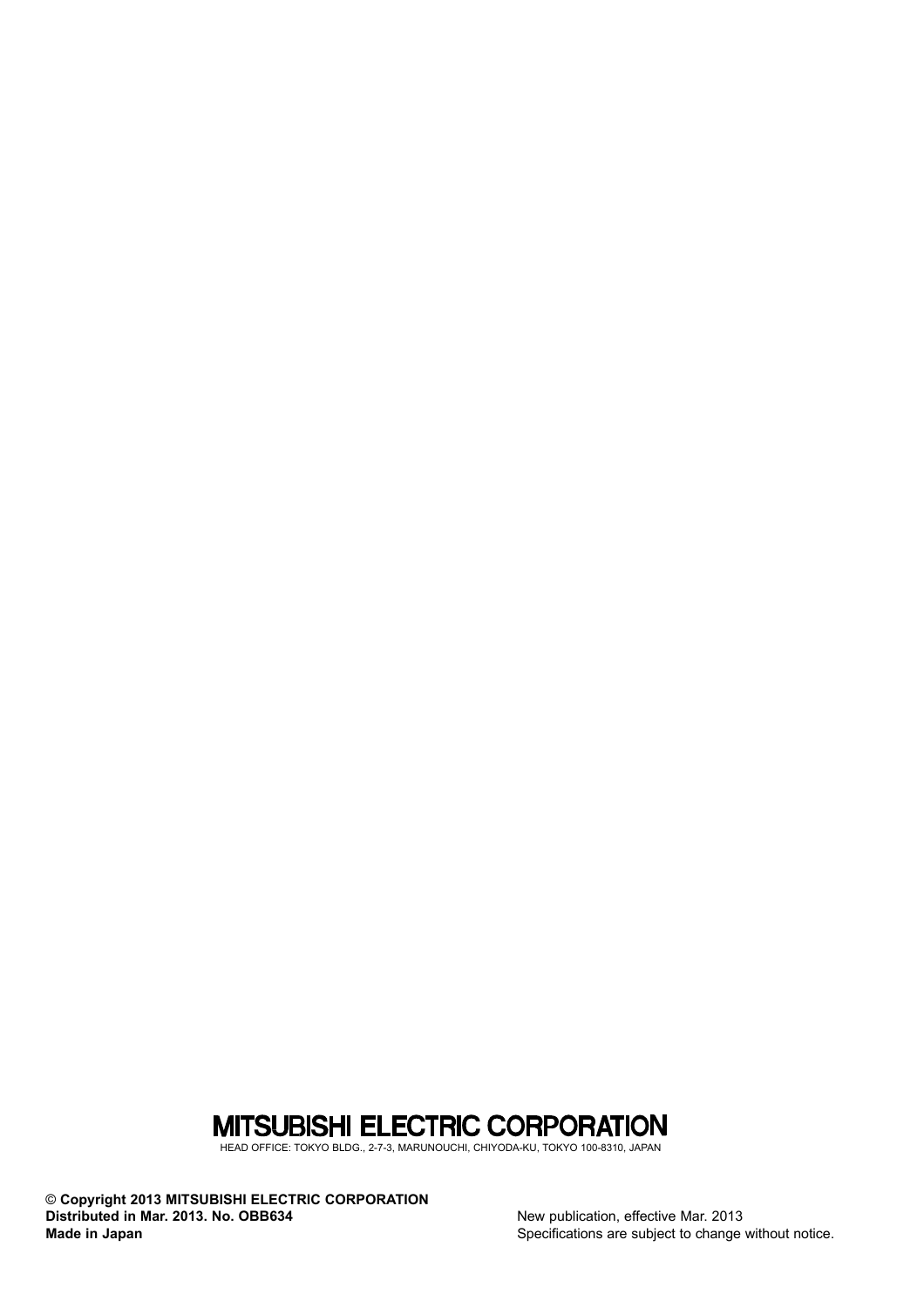**MITSUBISHI ELECTRIC CORPORATION**

HEAD OFFICE: TOKYO BLDG., 2-7-3, MARUNOUCHI, CHIYODA-KU, TOKYO 100-8310, JAPAN

**© Copyright 2013 MITSUBISHI ELECTRIC CORPORATION**
**Distributed in Mar. 2013. No. OBB634**
**Made in Japan**

New publication, effective Mar. 2013
Specifications are subject to change without notice.